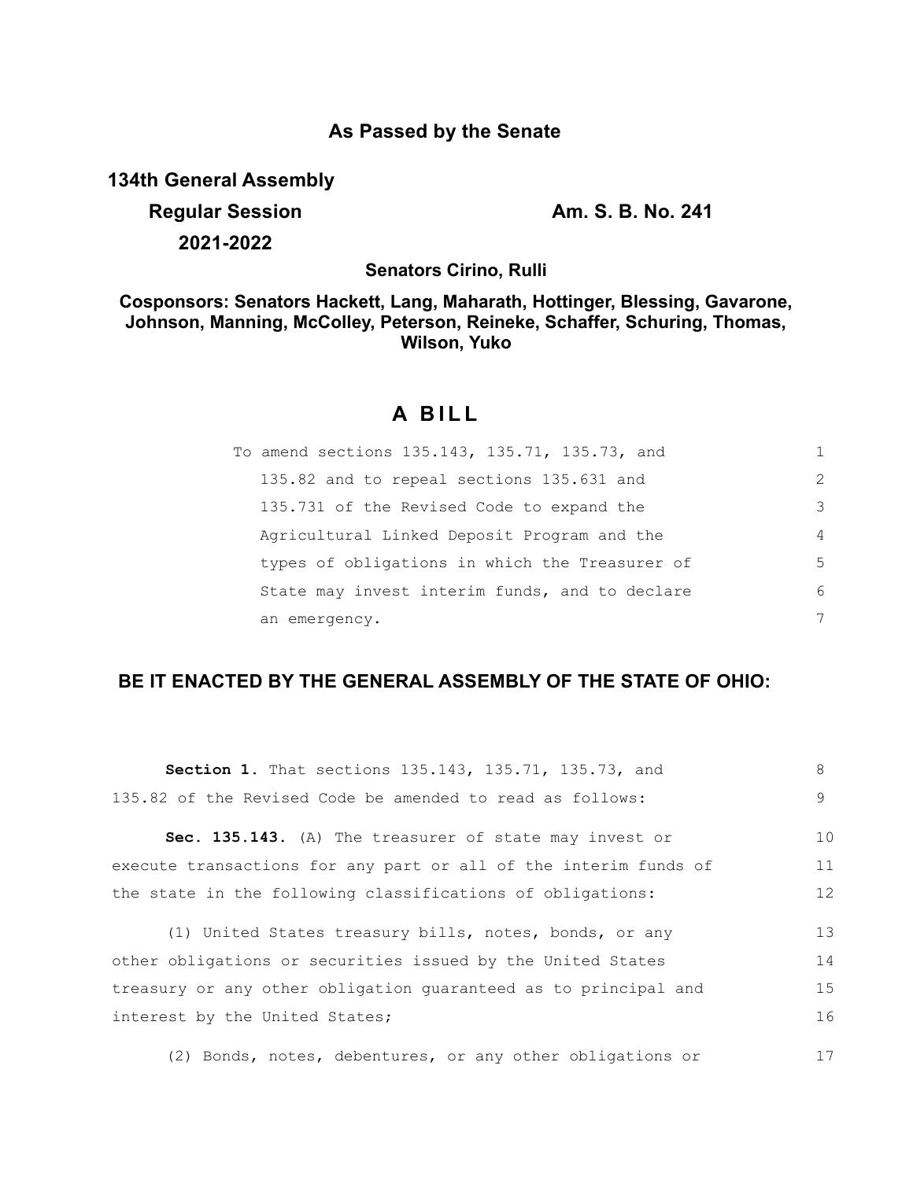**As Passed by the Senate**

**134th General Assembly**

**Regular Session** **Am. S. B. No. 241**

**2021-2022**

**Senators Cirino, Rulli**

**Cosponsors: Senators Hackett, Lang, Maharath, Hottinger, Blessing, Gavarone, Johnson, Manning, McColley, Peterson, Reineke, Schaffer, Schuring, Thomas, Wilson, Yuko**

# A BILL

To amend sections 135.143, 135.71, 135.73, and 135.82 and to repeal sections 135.631 and 135.731 of the Revised Code to expand the Agricultural Linked Deposit Program and the types of obligations in which the Treasurer of State may invest interim funds, and to declare an emergency.

## BE IT ENACTED BY THE GENERAL ASSEMBLY OF THE STATE OF OHIO:

**Section 1.** That sections 135.143, 135.71, 135.73, and 135.82 of the Revised Code be amended to read as follows:

**Sec. 135.143.** (A) The treasurer of state may invest or execute transactions for any part or all of the interim funds of the state in the following classifications of obligations:

(1) United States treasury bills, notes, bonds, or any other obligations or securities issued by the United States treasury or any other obligation guaranteed as to principal and interest by the United States;

(2) Bonds, notes, debentures, or any other obligations or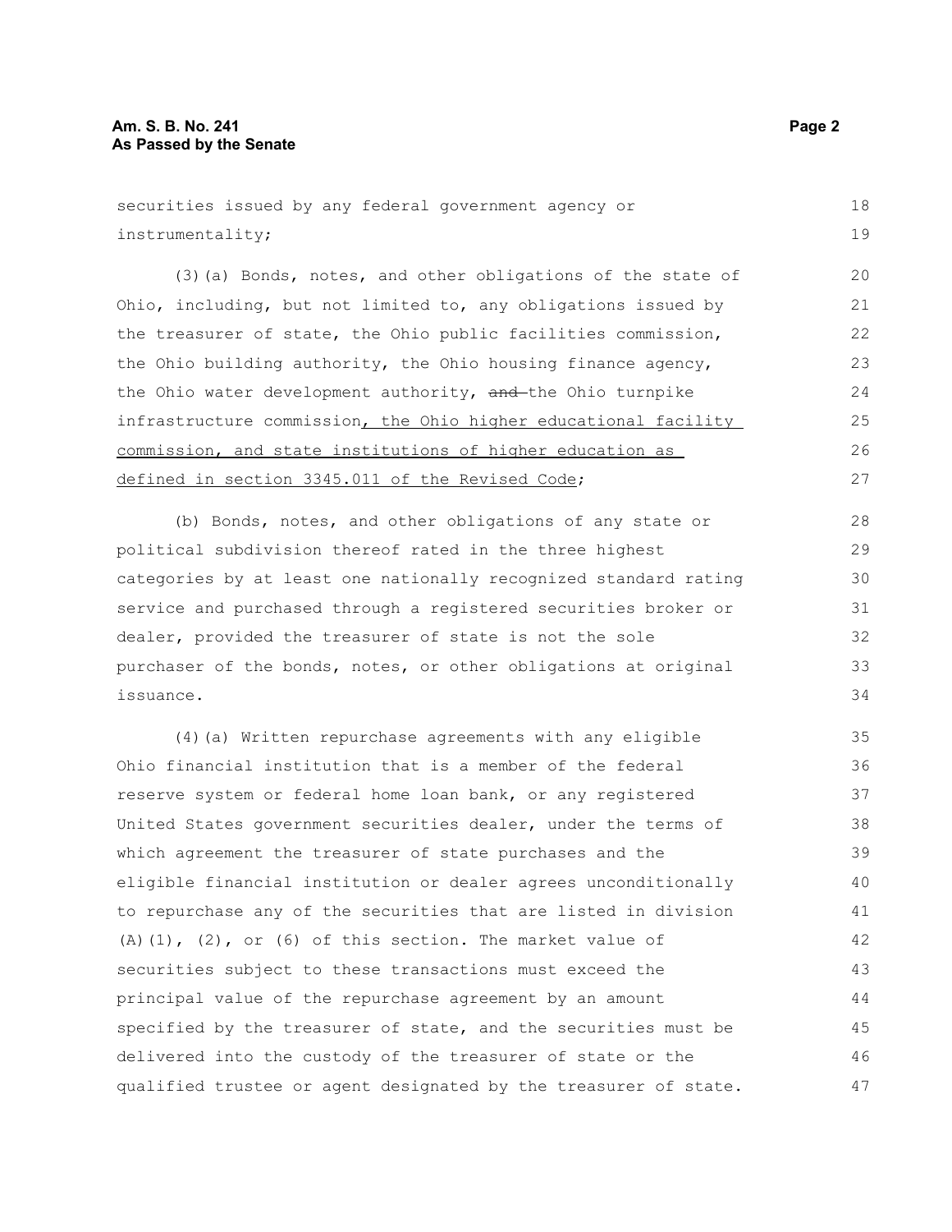securities issued by any federal government agency or instrumentality;

(3)(a) Bonds, notes, and other obligations of the state of Ohio, including, but not limited to, any obligations issued by the treasurer of state, the Ohio public facilities commission, the Ohio building authority, the Ohio housing finance agency, the Ohio water development authority, ~~and~~ the Ohio turnpike infrastructure commission, the Ohio higher educational facility commission, and state institutions of higher education as defined in section 3345.011 of the Revised Code;

(b) Bonds, notes, and other obligations of any state or political subdivision thereof rated in the three highest categories by at least one nationally recognized standard rating service and purchased through a registered securities broker or dealer, provided the treasurer of state is not the sole purchaser of the bonds, notes, or other obligations at original issuance.

(4)(a) Written repurchase agreements with any eligible Ohio financial institution that is a member of the federal reserve system or federal home loan bank, or any registered United States government securities dealer, under the terms of which agreement the treasurer of state purchases and the eligible financial institution or dealer agrees unconditionally to repurchase any of the securities that are listed in division (A)(1), (2), or (6) of this section. The market value of securities subject to these transactions must exceed the principal value of the repurchase agreement by an amount specified by the treasurer of state, and the securities must be delivered into the custody of the treasurer of state or the qualified trustee or agent designated by the treasurer of state.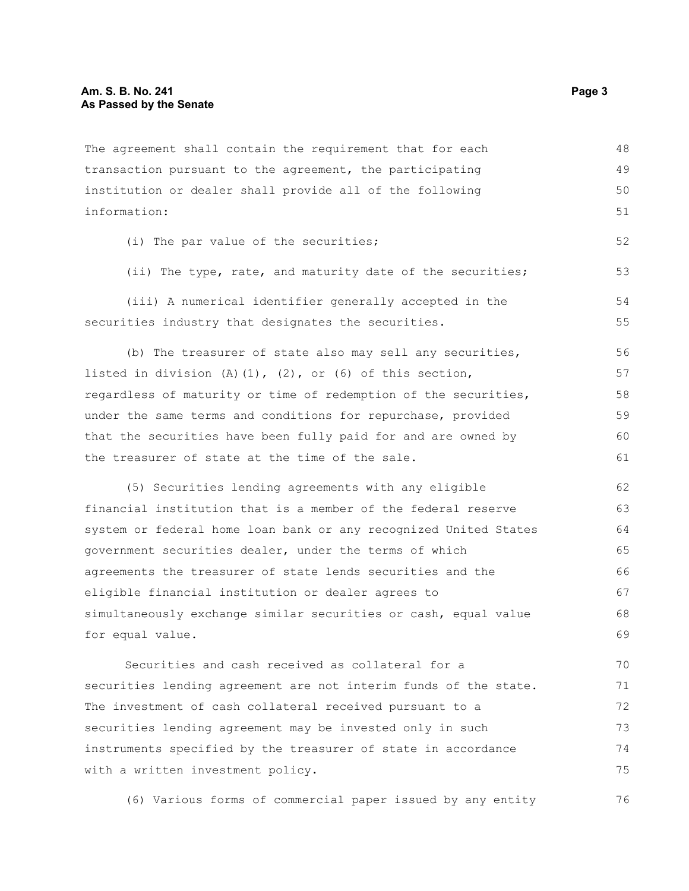The agreement shall contain the requirement that for each transaction pursuant to the agreement, the participating institution or dealer shall provide all of the following information:

(i) The par value of the securities;

(ii) The type, rate, and maturity date of the securities;

(iii) A numerical identifier generally accepted in the securities industry that designates the securities.

(b) The treasurer of state also may sell any securities, listed in division (A)(1), (2), or (6) of this section, regardless of maturity or time of redemption of the securities, under the same terms and conditions for repurchase, provided that the securities have been fully paid for and are owned by the treasurer of state at the time of the sale.

(5) Securities lending agreements with any eligible financial institution that is a member of the federal reserve system or federal home loan bank or any recognized United States government securities dealer, under the terms of which agreements the treasurer of state lends securities and the eligible financial institution or dealer agrees to simultaneously exchange similar securities or cash, equal value for equal value.

Securities and cash received as collateral for a securities lending agreement are not interim funds of the state. The investment of cash collateral received pursuant to a securities lending agreement may be invested only in such instruments specified by the treasurer of state in accordance with a written investment policy.

(6) Various forms of commercial paper issued by any entity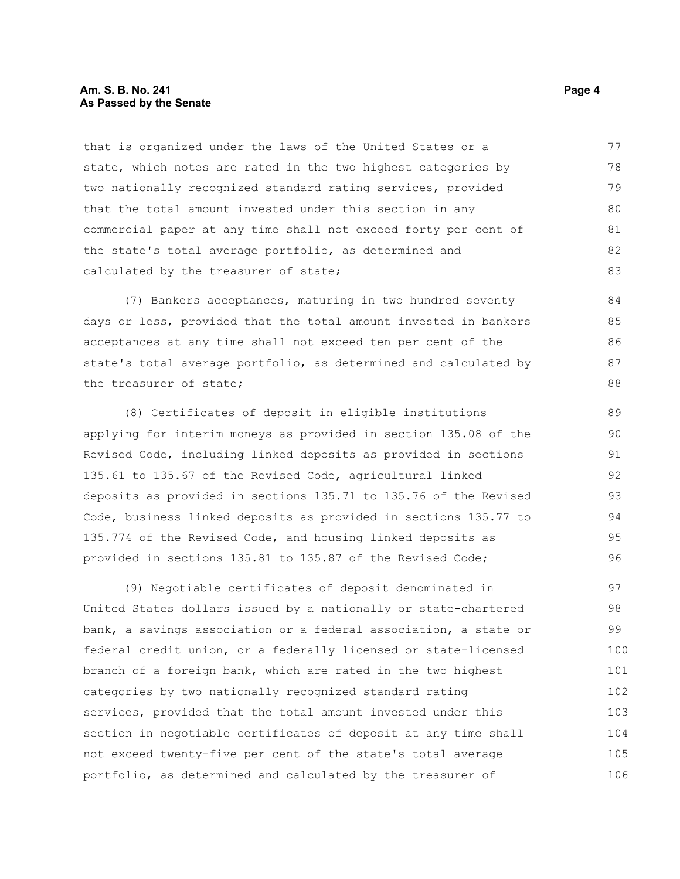that is organized under the laws of the United States or a state, which notes are rated in the two highest categories by two nationally recognized standard rating services, provided that the total amount invested under this section in any commercial paper at any time shall not exceed forty per cent of the state's total average portfolio, as determined and calculated by the treasurer of state;

(7) Bankers acceptances, maturing in two hundred seventy days or less, provided that the total amount invested in bankers acceptances at any time shall not exceed ten per cent of the state's total average portfolio, as determined and calculated by the treasurer of state;

(8) Certificates of deposit in eligible institutions applying for interim moneys as provided in section 135.08 of the Revised Code, including linked deposits as provided in sections 135.61 to 135.67 of the Revised Code, agricultural linked deposits as provided in sections 135.71 to 135.76 of the Revised Code, business linked deposits as provided in sections 135.77 to 135.774 of the Revised Code, and housing linked deposits as provided in sections 135.81 to 135.87 of the Revised Code;

(9) Negotiable certificates of deposit denominated in United States dollars issued by a nationally or state-chartered bank, a savings association or a federal association, a state or federal credit union, or a federally licensed or state-licensed branch of a foreign bank, which are rated in the two highest categories by two nationally recognized standard rating services, provided that the total amount invested under this section in negotiable certificates of deposit at any time shall not exceed twenty-five per cent of the state's total average portfolio, as determined and calculated by the treasurer of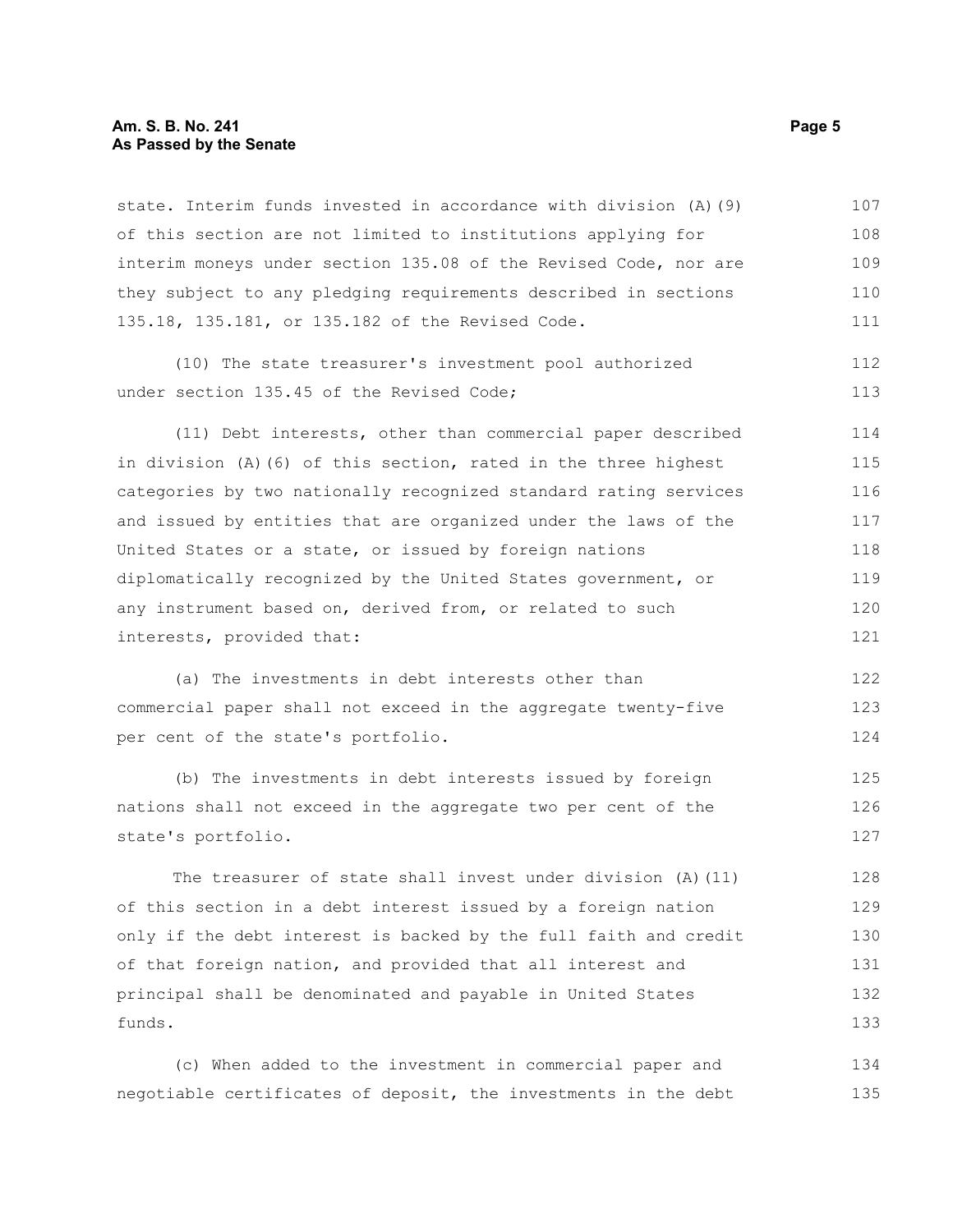state. Interim funds invested in accordance with division (A)(9) of this section are not limited to institutions applying for interim moneys under section 135.08 of the Revised Code, nor are they subject to any pledging requirements described in sections 135.18, 135.181, or 135.182 of the Revised Code.

(10) The state treasurer's investment pool authorized under section 135.45 of the Revised Code;

(11) Debt interests, other than commercial paper described in division (A)(6) of this section, rated in the three highest categories by two nationally recognized standard rating services and issued by entities that are organized under the laws of the United States or a state, or issued by foreign nations diplomatically recognized by the United States government, or any instrument based on, derived from, or related to such interests, provided that:

(a) The investments in debt interests other than commercial paper shall not exceed in the aggregate twenty-five per cent of the state's portfolio.

(b) The investments in debt interests issued by foreign nations shall not exceed in the aggregate two per cent of the state's portfolio.

The treasurer of state shall invest under division (A)(11) of this section in a debt interest issued by a foreign nation only if the debt interest is backed by the full faith and credit of that foreign nation, and provided that all interest and principal shall be denominated and payable in United States funds.

(c) When added to the investment in commercial paper and negotiable certificates of deposit, the investments in the debt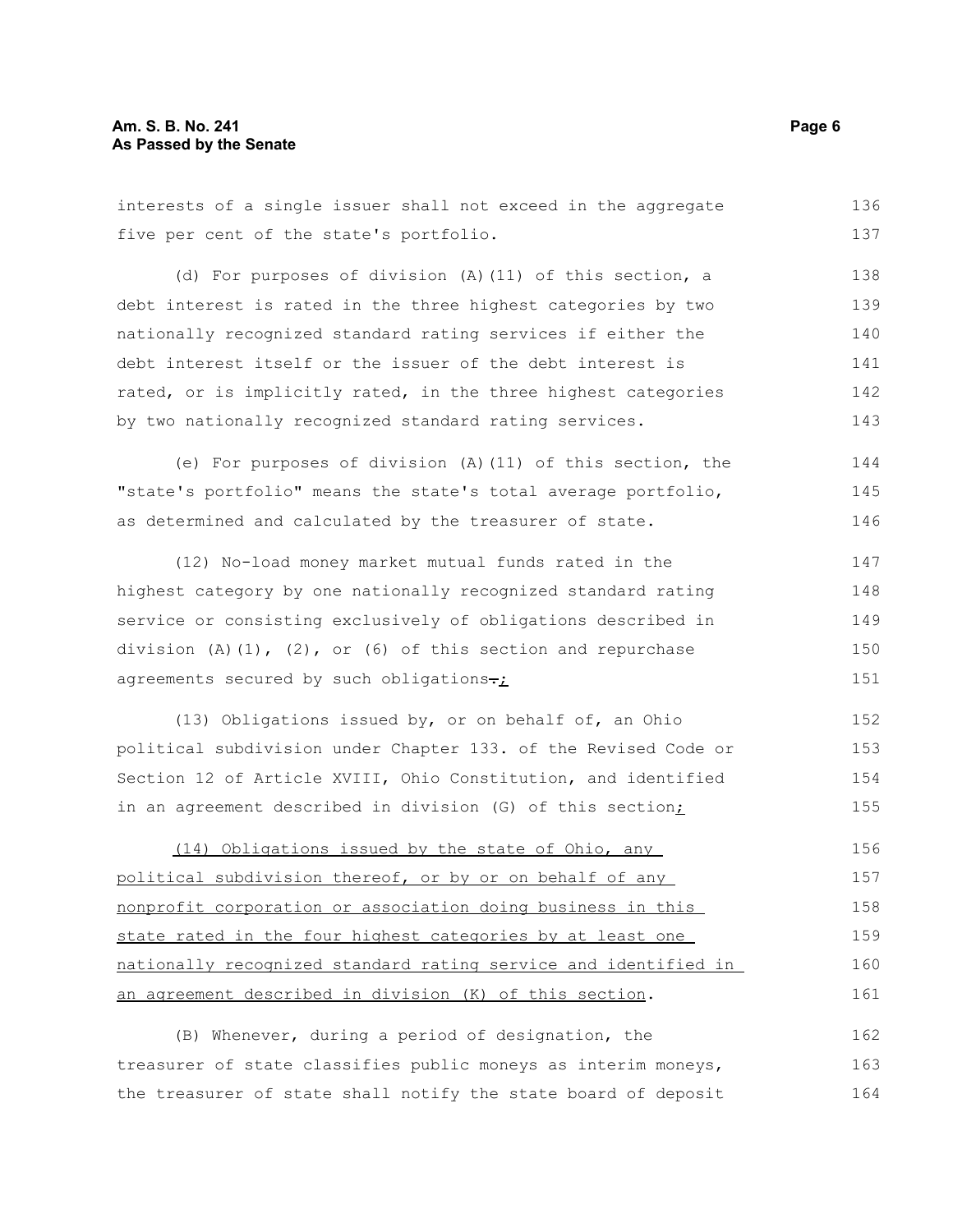interests of a single issuer shall not exceed in the aggregate five per cent of the state's portfolio.

(d) For purposes of division (A)(11) of this section, a debt interest is rated in the three highest categories by two nationally recognized standard rating services if either the debt interest itself or the issuer of the debt interest is rated, or is implicitly rated, in the three highest categories by two nationally recognized standard rating services.

(e) For purposes of division (A)(11) of this section, the "state's portfolio" means the state's total average portfolio, as determined and calculated by the treasurer of state.

(12) No-load money market mutual funds rated in the highest category by one nationally recognized standard rating service or consisting exclusively of obligations described in division (A)(1), (2), or (6) of this section and repurchase agreements secured by such obligations~~.~~;

(13) Obligations issued by, or on behalf of, an Ohio political subdivision under Chapter 133. of the Revised Code or Section 12 of Article XVIII, Ohio Constitution, and identified in an agreement described in division (G) of this section;

(14) Obligations issued by the state of Ohio, any political subdivision thereof, or by or on behalf of any nonprofit corporation or association doing business in this state rated in the four highest categories by at least one nationally recognized standard rating service and identified in an agreement described in division (K) of this section.

(B) Whenever, during a period of designation, the treasurer of state classifies public moneys as interim moneys, the treasurer of state shall notify the state board of deposit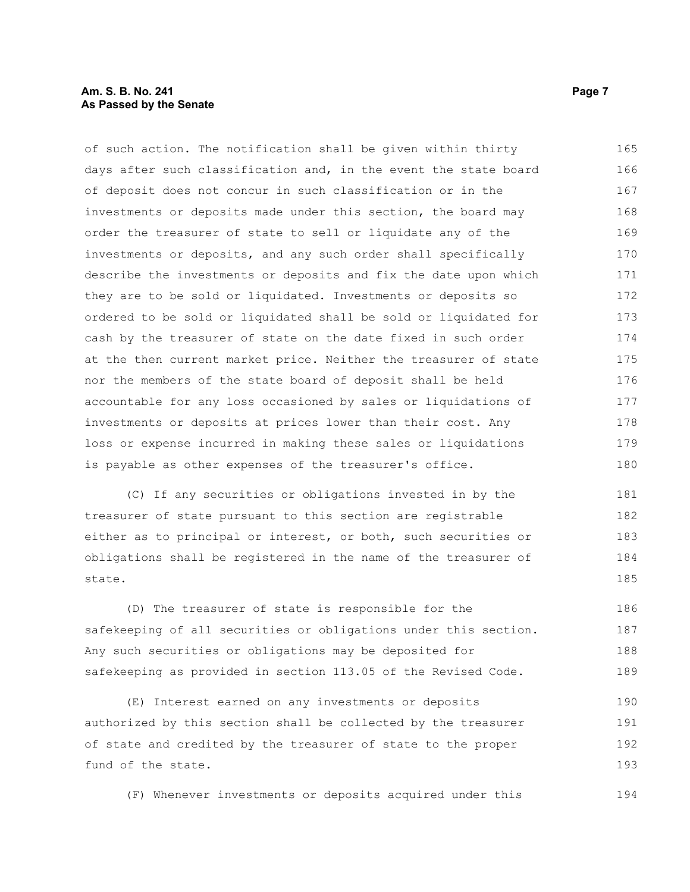of such action. The notification shall be given within thirty days after such classification and, in the event the state board of deposit does not concur in such classification or in the investments or deposits made under this section, the board may order the treasurer of state to sell or liquidate any of the investments or deposits, and any such order shall specifically describe the investments or deposits and fix the date upon which they are to be sold or liquidated. Investments or deposits so ordered to be sold or liquidated shall be sold or liquidated for cash by the treasurer of state on the date fixed in such order at the then current market price. Neither the treasurer of state nor the members of the state board of deposit shall be held accountable for any loss occasioned by sales or liquidations of investments or deposits at prices lower than their cost. Any loss or expense incurred in making these sales or liquidations is payable as other expenses of the treasurer's office.

(C) If any securities or obligations invested in by the treasurer of state pursuant to this section are registrable either as to principal or interest, or both, such securities or obligations shall be registered in the name of the treasurer of state.

(D) The treasurer of state is responsible for the safekeeping of all securities or obligations under this section. Any such securities or obligations may be deposited for safekeeping as provided in section 113.05 of the Revised Code.

(E) Interest earned on any investments or deposits authorized by this section shall be collected by the treasurer of state and credited by the treasurer of state to the proper fund of the state.

(F) Whenever investments or deposits acquired under this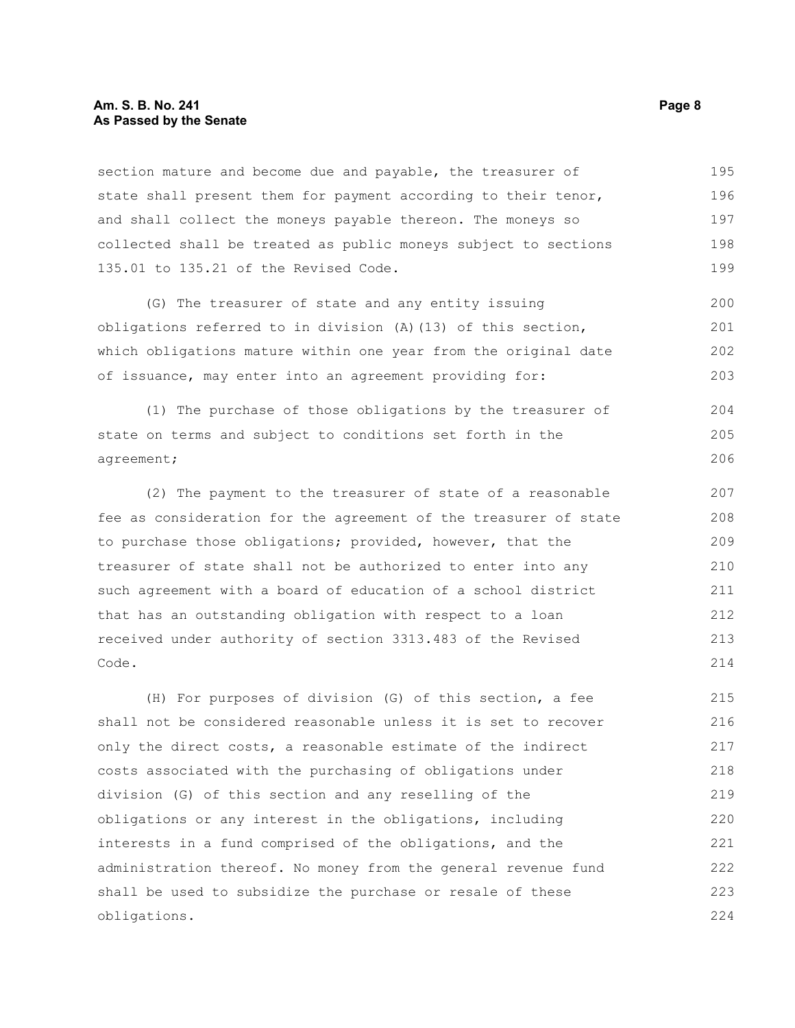section mature and become due and payable, the treasurer of state shall present them for payment according to their tenor, and shall collect the moneys payable thereon. The moneys so collected shall be treated as public moneys subject to sections 135.01 to 135.21 of the Revised Code.

(G) The treasurer of state and any entity issuing obligations referred to in division (A)(13) of this section, which obligations mature within one year from the original date of issuance, may enter into an agreement providing for:

(1) The purchase of those obligations by the treasurer of state on terms and subject to conditions set forth in the agreement;

(2) The payment to the treasurer of state of a reasonable fee as consideration for the agreement of the treasurer of state to purchase those obligations; provided, however, that the treasurer of state shall not be authorized to enter into any such agreement with a board of education of a school district that has an outstanding obligation with respect to a loan received under authority of section 3313.483 of the Revised Code.

(H) For purposes of division (G) of this section, a fee shall not be considered reasonable unless it is set to recover only the direct costs, a reasonable estimate of the indirect costs associated with the purchasing of obligations under division (G) of this section and any reselling of the obligations or any interest in the obligations, including interests in a fund comprised of the obligations, and the administration thereof. No money from the general revenue fund shall be used to subsidize the purchase or resale of these obligations.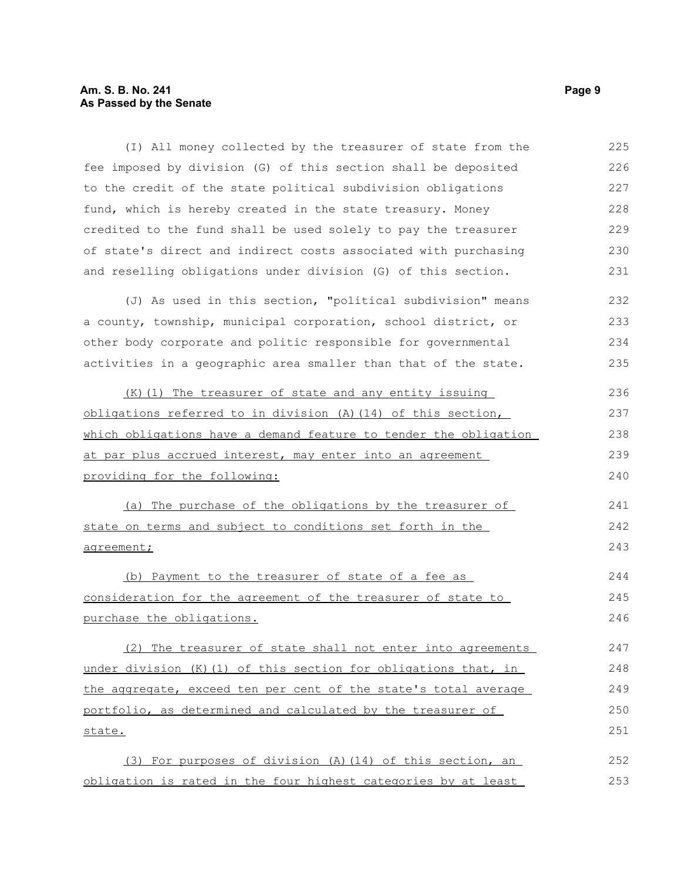(I) All money collected by the treasurer of state from the fee imposed by division (G) of this section shall be deposited to the credit of the state political subdivision obligations fund, which is hereby created in the state treasury. Money credited to the fund shall be used solely to pay the treasurer of state's direct and indirect costs associated with purchasing and reselling obligations under division (G) of this section.

(J) As used in this section, "political subdivision" means a county, township, municipal corporation, school district, or other body corporate and politic responsible for governmental activities in a geographic area smaller than that of the state.

(K)(1) The treasurer of state and any entity issuing obligations referred to in division (A)(14) of this section, which obligations have a demand feature to tender the obligation at par plus accrued interest, may enter into an agreement providing for the following:

(a) The purchase of the obligations by the treasurer of state on terms and subject to conditions set forth in the agreement;

(b) Payment to the treasurer of state of a fee as consideration for the agreement of the treasurer of state to purchase the obligations.

(2) The treasurer of state shall not enter into agreements under division (K)(1) of this section for obligations that, in the aggregate, exceed ten per cent of the state's total average portfolio, as determined and calculated by the treasurer of state.

(3) For purposes of division (A)(14) of this section, an obligation is rated in the four highest categories by at least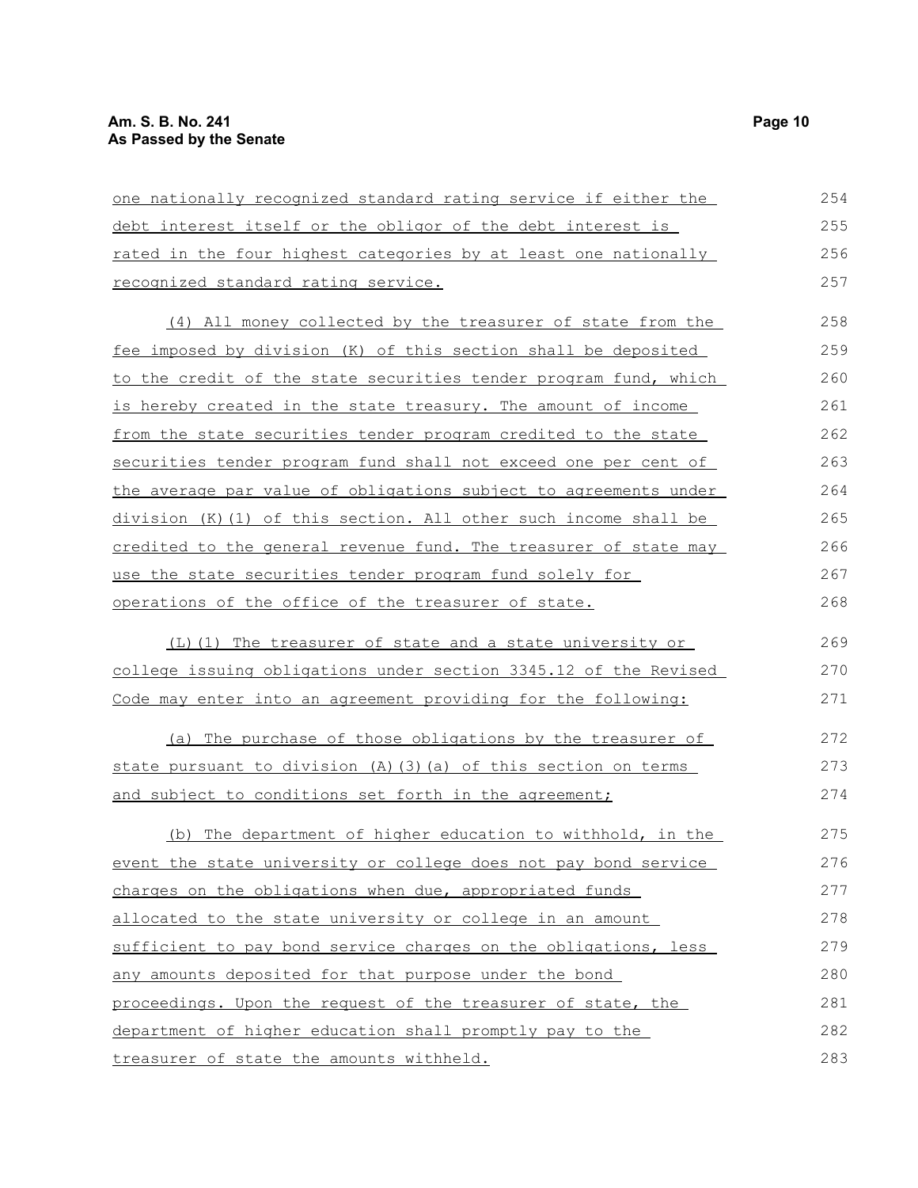one nationally recognized standard rating service if either the debt interest itself or the obligor of the debt interest is rated in the four highest categories by at least one nationally recognized standard rating service.

(4) All money collected by the treasurer of state from the fee imposed by division (K) of this section shall be deposited to the credit of the state securities tender program fund, which is hereby created in the state treasury. The amount of income from the state securities tender program credited to the state securities tender program fund shall not exceed one per cent of the average par value of obligations subject to agreements under division (K)(1) of this section. All other such income shall be credited to the general revenue fund. The treasurer of state may use the state securities tender program fund solely for operations of the office of the treasurer of state.

(L)(1) The treasurer of state and a state university or college issuing obligations under section 3345.12 of the Revised Code may enter into an agreement providing for the following:

(a) The purchase of those obligations by the treasurer of state pursuant to division (A)(3)(a) of this section on terms and subject to conditions set forth in the agreement;

(b) The department of higher education to withhold, in the event the state university or college does not pay bond service charges on the obligations when due, appropriated funds allocated to the state university or college in an amount sufficient to pay bond service charges on the obligations, less any amounts deposited for that purpose under the bond proceedings. Upon the request of the treasurer of state, the department of higher education shall promptly pay to the treasurer of state the amounts withheld.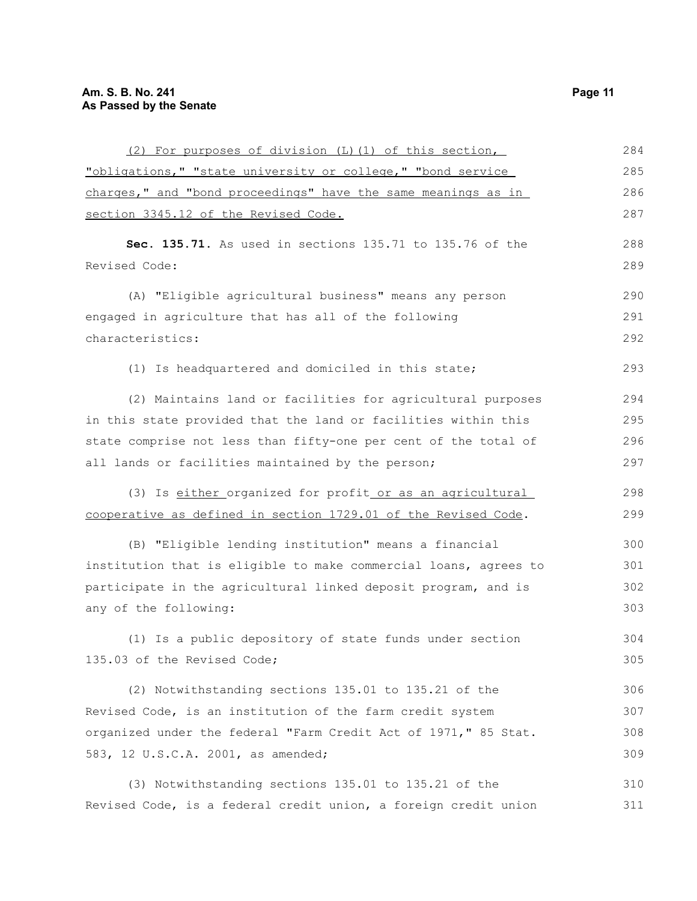(2) For purposes of division (L)(1) of this section, "obligations," "state university or college," "bond service charges," and "bond proceedings" have the same meanings as in section 3345.12 of the Revised Code.

**Sec. 135.71.** As used in sections 135.71 to 135.76 of the Revised Code:

(A) "Eligible agricultural business" means any person engaged in agriculture that has all of the following characteristics:

(1) Is headquartered and domiciled in this state;

(2) Maintains land or facilities for agricultural purposes in this state provided that the land or facilities within this state comprise not less than fifty-one per cent of the total of all lands or facilities maintained by the person;

(3) Is either organized for profit or as an agricultural cooperative as defined in section 1729.01 of the Revised Code.

(B) "Eligible lending institution" means a financial institution that is eligible to make commercial loans, agrees to participate in the agricultural linked deposit program, and is any of the following:

(1) Is a public depository of state funds under section 135.03 of the Revised Code;

(2) Notwithstanding sections 135.01 to 135.21 of the Revised Code, is an institution of the farm credit system organized under the federal "Farm Credit Act of 1971," 85 Stat. 583, 12 U.S.C.A. 2001, as amended;

(3) Notwithstanding sections 135.01 to 135.21 of the Revised Code, is a federal credit union, a foreign credit union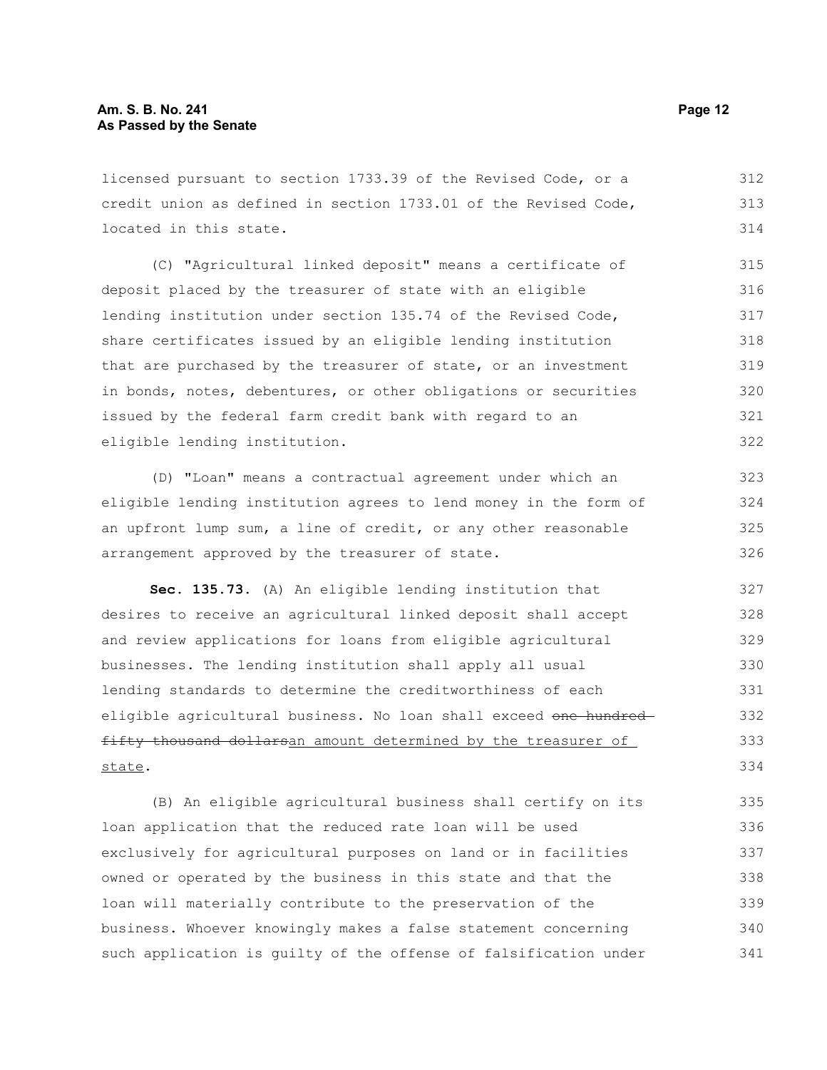licensed pursuant to section 1733.39 of the Revised Code, or a credit union as defined in section 1733.01 of the Revised Code, located in this state.

(C) "Agricultural linked deposit" means a certificate of deposit placed by the treasurer of state with an eligible lending institution under section 135.74 of the Revised Code, share certificates issued by an eligible lending institution that are purchased by the treasurer of state, or an investment in bonds, notes, debentures, or other obligations or securities issued by the federal farm credit bank with regard to an eligible lending institution.

(D) "Loan" means a contractual agreement under which an eligible lending institution agrees to lend money in the form of an upfront lump sum, a line of credit, or any other reasonable arrangement approved by the treasurer of state.

**Sec. 135.73.** (A) An eligible lending institution that desires to receive an agricultural linked deposit shall accept and review applications for loans from eligible agricultural businesses. The lending institution shall apply all usual lending standards to determine the creditworthiness of each eligible agricultural business. No loan shall exceed ~~one hundred fifty thousand dollars~~an amount determined by the treasurer of state.

(B) An eligible agricultural business shall certify on its loan application that the reduced rate loan will be used exclusively for agricultural purposes on land or in facilities owned or operated by the business in this state and that the loan will materially contribute to the preservation of the business. Whoever knowingly makes a false statement concerning such application is guilty of the offense of falsification under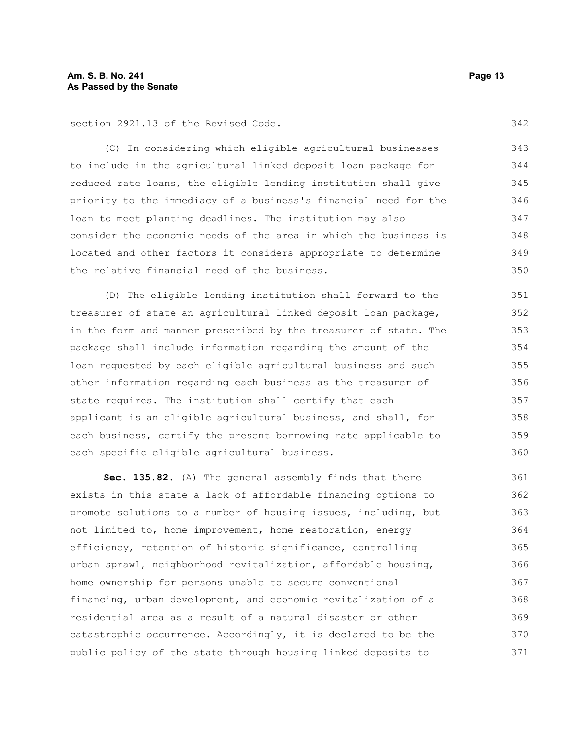section 2921.13 of the Revised Code.

(C) In considering which eligible agricultural businesses to include in the agricultural linked deposit loan package for reduced rate loans, the eligible lending institution shall give priority to the immediacy of a business's financial need for the loan to meet planting deadlines. The institution may also consider the economic needs of the area in which the business is located and other factors it considers appropriate to determine the relative financial need of the business.

(D) The eligible lending institution shall forward to the treasurer of state an agricultural linked deposit loan package, in the form and manner prescribed by the treasurer of state. The package shall include information regarding the amount of the loan requested by each eligible agricultural business and such other information regarding each business as the treasurer of state requires. The institution shall certify that each applicant is an eligible agricultural business, and shall, for each business, certify the present borrowing rate applicable to each specific eligible agricultural business.

**Sec. 135.82.** (A) The general assembly finds that there exists in this state a lack of affordable financing options to promote solutions to a number of housing issues, including, but not limited to, home improvement, home restoration, energy efficiency, retention of historic significance, controlling urban sprawl, neighborhood revitalization, affordable housing, home ownership for persons unable to secure conventional financing, urban development, and economic revitalization of a residential area as a result of a natural disaster or other catastrophic occurrence. Accordingly, it is declared to be the public policy of the state through housing linked deposits to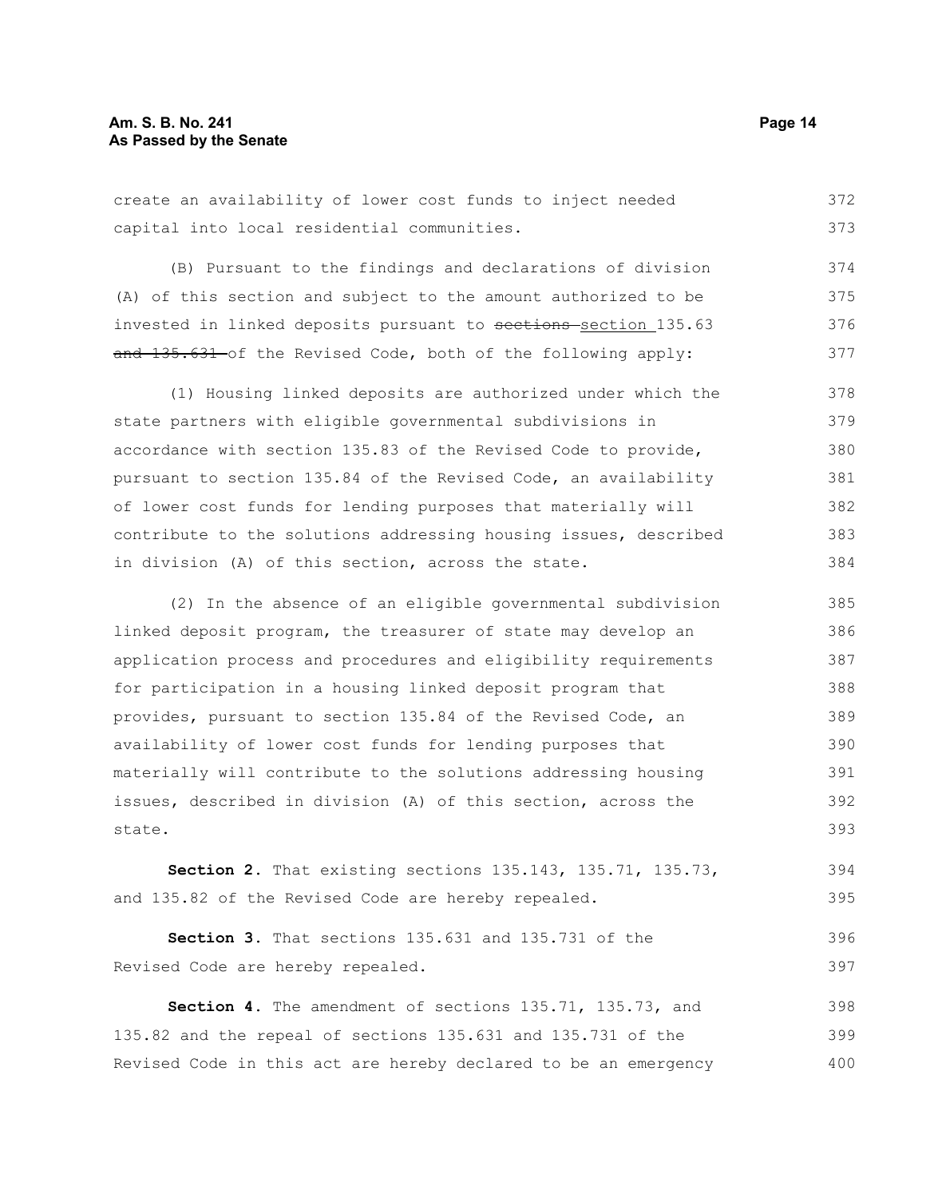create an availability of lower cost funds to inject needed capital into local residential communities.

(B) Pursuant to the findings and declarations of division (A) of this section and subject to the amount authorized to be invested in linked deposits pursuant to ~~sections~~ section 135.63 ~~and 135.631~~ of the Revised Code, both of the following apply:

(1) Housing linked deposits are authorized under which the state partners with eligible governmental subdivisions in accordance with section 135.83 of the Revised Code to provide, pursuant to section 135.84 of the Revised Code, an availability of lower cost funds for lending purposes that materially will contribute to the solutions addressing housing issues, described in division (A) of this section, across the state.

(2) In the absence of an eligible governmental subdivision linked deposit program, the treasurer of state may develop an application process and procedures and eligibility requirements for participation in a housing linked deposit program that provides, pursuant to section 135.84 of the Revised Code, an availability of lower cost funds for lending purposes that materially will contribute to the solutions addressing housing issues, described in division (A) of this section, across the state.

**Section 2.** That existing sections 135.143, 135.71, 135.73, and 135.82 of the Revised Code are hereby repealed.

**Section 3.** That sections 135.631 and 135.731 of the Revised Code are hereby repealed.

**Section 4.** The amendment of sections 135.71, 135.73, and 135.82 and the repeal of sections 135.631 and 135.731 of the Revised Code in this act are hereby declared to be an emergency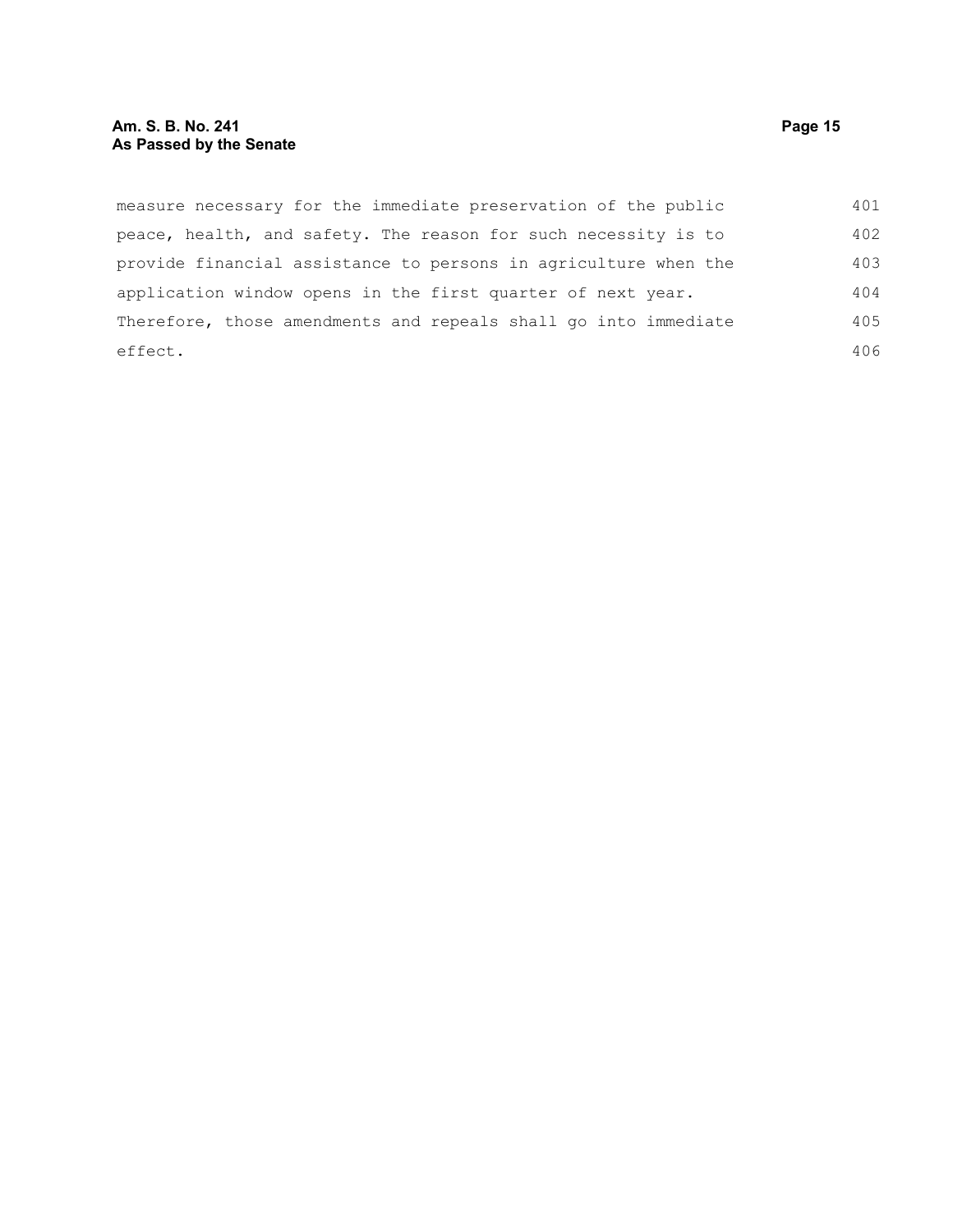measure necessary for the immediate preservation of the public peace, health, and safety. The reason for such necessity is to provide financial assistance to persons in agriculture when the application window opens in the first quarter of next year. Therefore, those amendments and repeals shall go into immediate effect.